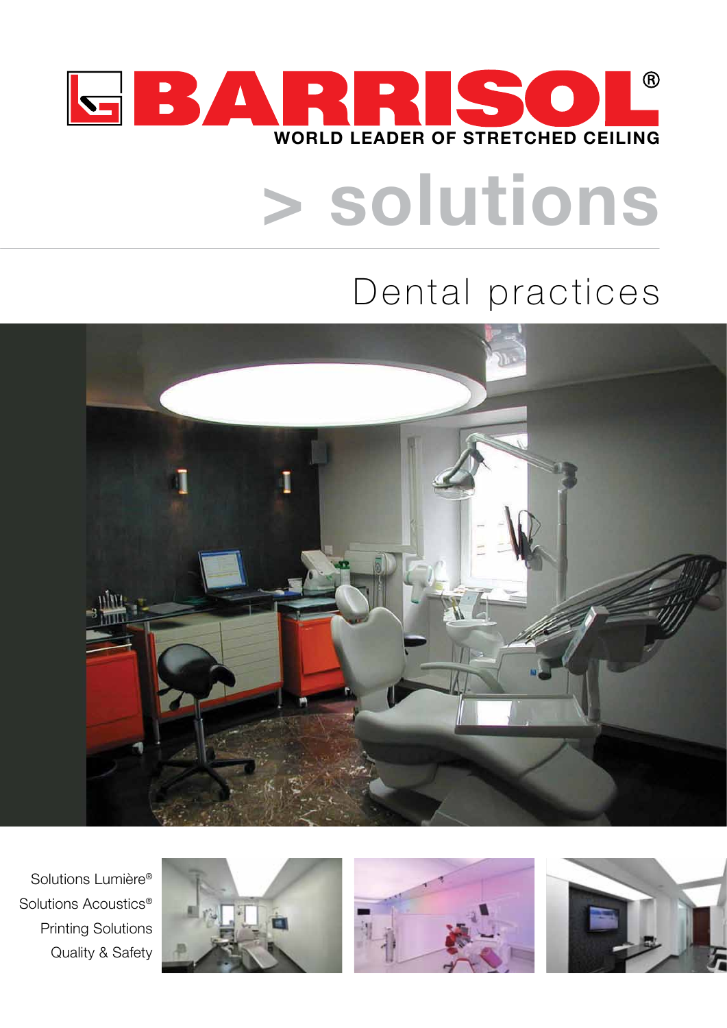# BARRISOL®

WORLD LEADER OF STRETCHED CEILING

# > solutions

## Dental practices

Solutions Lumière®
Solutions Acoustics®
Printing Solutions
Quality & Safety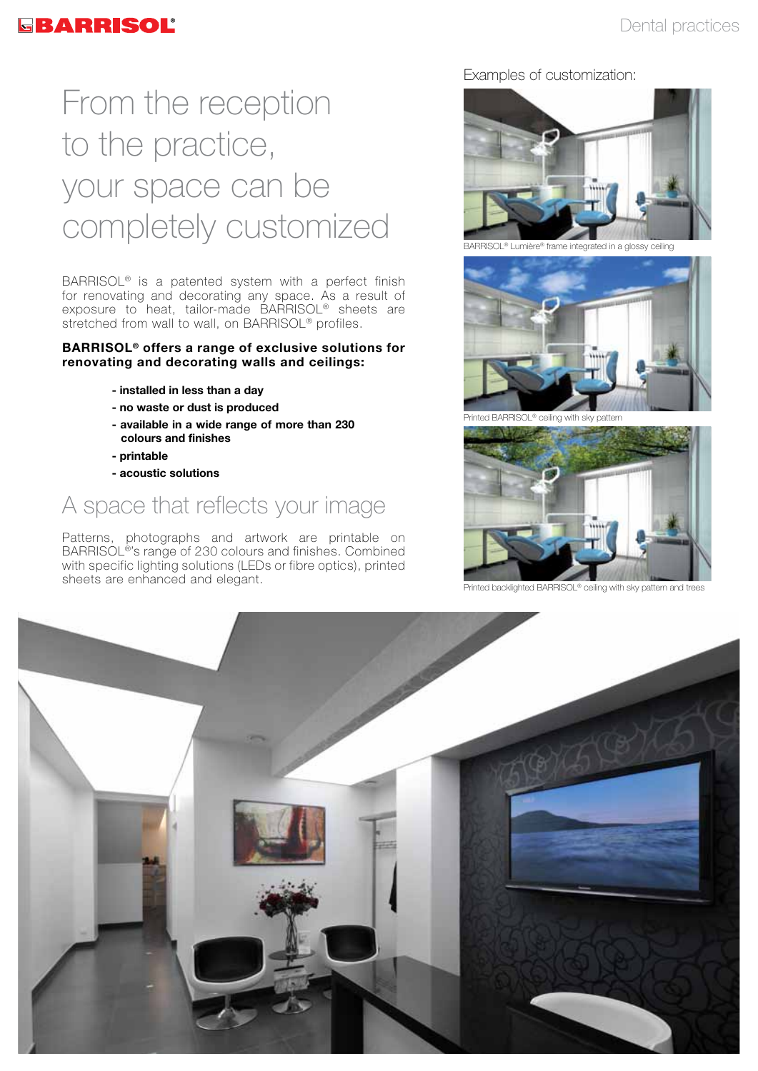# From the reception to the practice, your space can be completely customized

BARRISOL® is a patented system with a perfect finish for renovating and decorating any space. As a result of exposure to heat, tailor-made BARRISOL® sheets are stretched from wall to wall, on BARRISOL® profiles.

**BARRISOL® offers a range of exclusive solutions for renovating and decorating walls and ceilings:**

- **installed in less than a day**
- **no waste or dust is produced**
- **available in a wide range of more than 230 colours and finishes**
- **printable**
- **acoustic solutions**

## A space that reflects your image

Patterns, photographs and artwork are printable on BARRISOL®'s range of 230 colours and finishes. Combined with specific lighting solutions (LEDs or fibre optics), printed sheets are enhanced and elegant.

Examples of customization:

BARRISOL® Lumière® frame integrated in a glossy ceiling

Printed BARRISOL® ceiling with sky pattern

Printed backlighted BARRISOL® ceiling with sky pattern and trees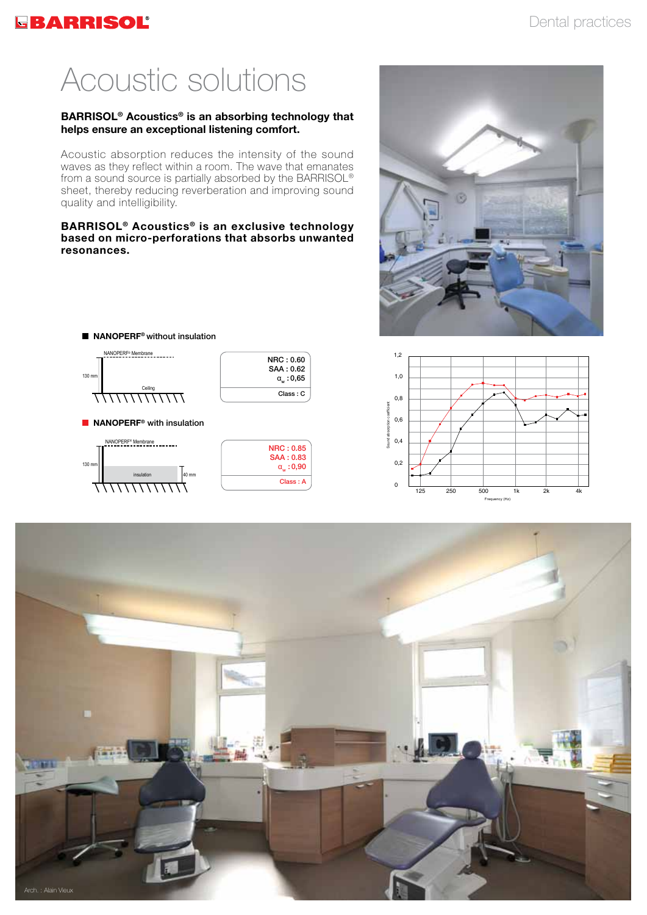# Acoustic solutions

**BARRISOL® Acoustics® is an absorbing technology that helps ensure an exceptional listening comfort.**

Acoustic absorption reduces the intensity of the sound waves as they reflect within a room. The wave that emanates from a sound source is partially absorbed by the BARRISOL® sheet, thereby reducing reverberation and improving sound quality and intelligibility.

**BARRISOL® Acoustics® is an exclusive technology based on micro-perforations that absorbs unwanted resonances.**

**NANOPERF® without insulation**

NANOPERF® Membrane

130 mm

Ceiling

NRC : 0.60
SAA : 0.62
$\alpha_w$ : 0,65

Class : C

**NANOPERF® with insulation**

NANOPERF® Membrane

130 mm

insulation

40 mm

NRC : 0.85
SAA : 0.83
$\alpha_w$ : 0,90

Class : A

Sound absorption coefficient

Frequency (Hz)

Arch. : Alain Vieux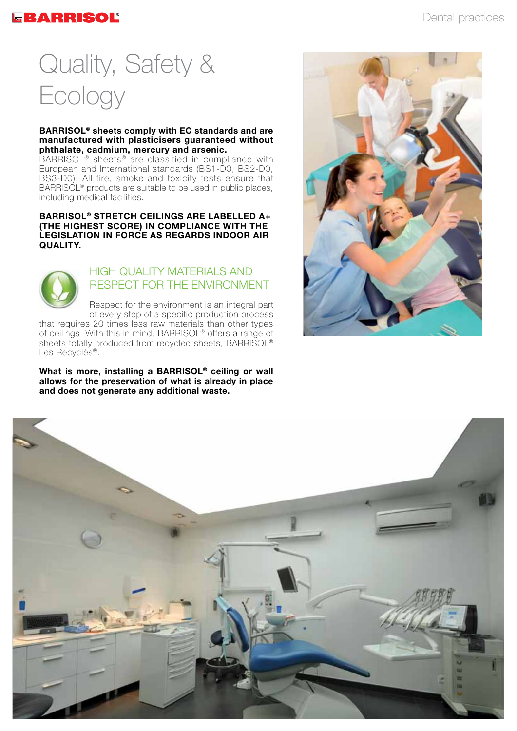# Quality, Safety & Ecology

**BARRISOL® sheets comply with EC standards and are manufactured with plasticisers guaranteed without phthalate, cadmium, mercury and arsenic.**
BARRISOL® sheets® are classified in compliance with European and International standards (BS1-D0, BS2-D0, BS3-D0). All fire, smoke and toxicity tests ensure that BARRISOL® products are suitable to be used in public places, including medical facilities.

**BARRISOL® STRETCH CEILINGS ARE LABELLED A+ (THE HIGHEST SCORE) IN COMPLIANCE WITH THE LEGISLATION IN FORCE AS REGARDS INDOOR AIR QUALITY.**

## HIGH QUALITY MATERIALS AND RESPECT FOR THE ENVIRONMENT

Respect for the environment is an integral part of every step of a specific production process that requires 20 times less raw materials than other types of ceilings. With this in mind, BARRISOL® offers a range of sheets totally produced from recycled sheets, BARRISOL® Les Recyclés®.

**What is more, installing a BARRISOL® ceiling or wall allows for the preservation of what is already in place and does not generate any additional waste.**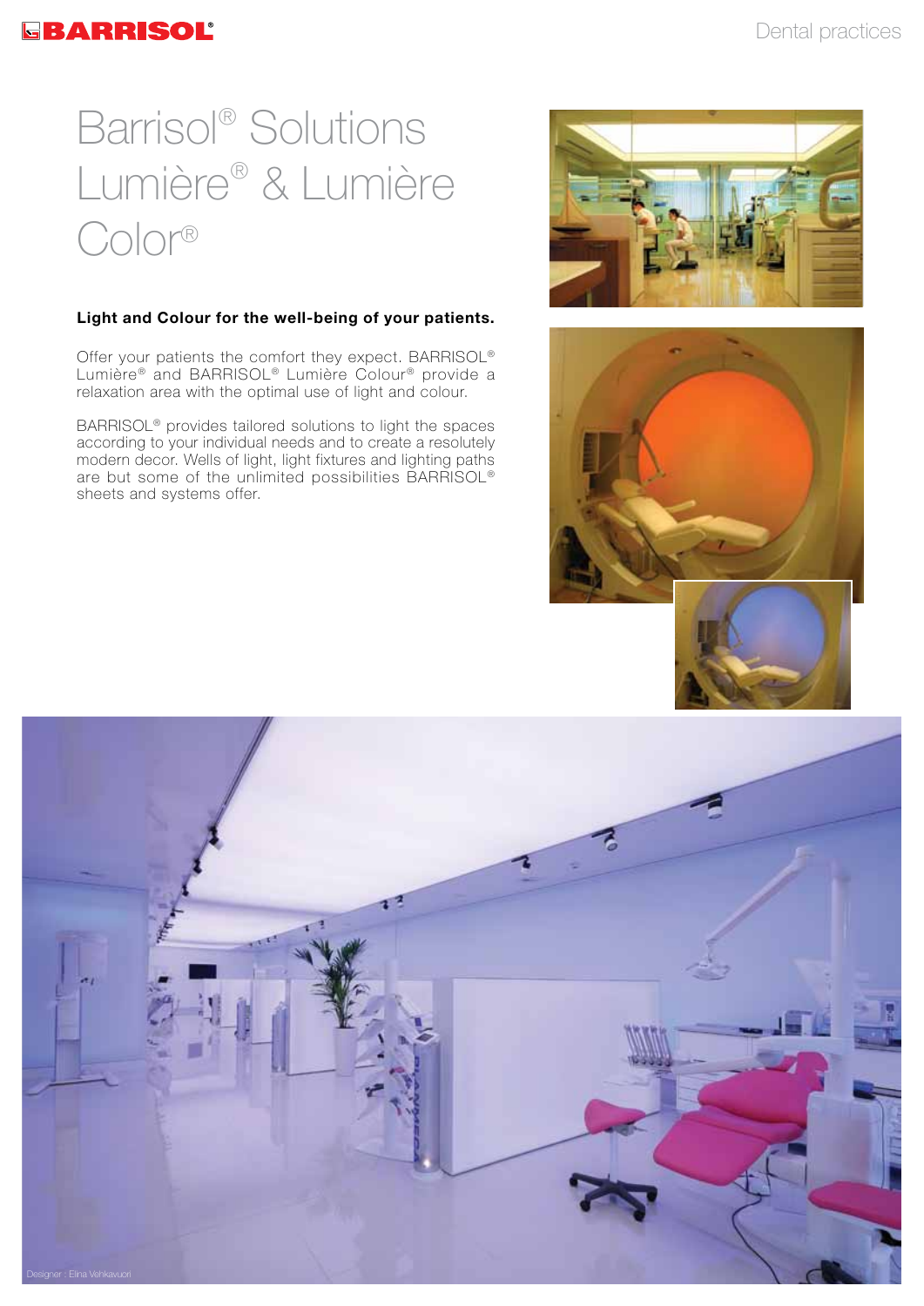# Barrisol® Solutions Lumière® & Lumière Color®

**Light and Colour for the well-being of your patients.**

Offer your patients the comfort they expect. BARRISOL® Lumière® and BARRISOL® Lumière Colour® provide a relaxation area with the optimal use of light and colour.

BARRISOL® provides tailored solutions to light the spaces according to your individual needs and to create a resolutely modern decor. Wells of light, light fixtures and lighting paths are but some of the unlimited possibilities BARRISOL® sheets and systems offer.

Designer : Elina Vehkavuori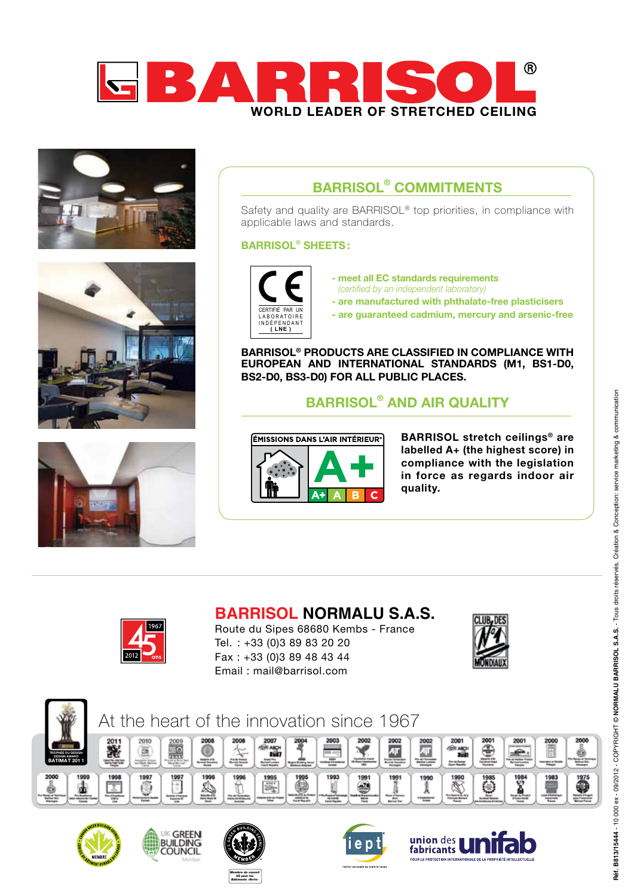# BARRISOL®

WORLD LEADER OF STRETCHED CEILING

## BARRISOL® COMMITMENTS

Safety and quality are BARRISOL® top priorities, in compliance with applicable laws and standards.

### BARRISOL® SHEETS :

CE
CERTIFIÉ PAR UN LABORATOIRE INDÉPENDANT ( LNE )

- meet all EC standards requirements
  *(certified by an independent laboratory)*
- are manufactured with phthalate-free plasticisers
- are guaranteed cadmium, mercury and arsenic-free

**BARRISOL® PRODUCTS ARE CLASSIFIED IN COMPLIANCE WITH EUROPEAN AND INTERNATIONAL STANDARDS (M1, BS1-D0, BS2-D0, BS3-D0) FOR ALL PUBLIC PLACES.**

## BARRISOL® AND AIR QUALITY

ÉMISSIONS DANS L'AIR INTÉRIEUR*
A+
A+ A B C

**BARRISOL stretch ceilings® are labelled A+ (the highest score) in compliance with the legislation in force as regards indoor air quality.**

1967 45 ans 2012

## BARRISOL NORMALU S.A.S.

Route du Sipes 68680 Kembs - France
Tel. : +33 (0)3 89 83 20 20
Fax : +33 (0)3 89 48 43 44
Email : mail@barrisol.com

CLUB DES N°1 MONDIAUX

TROPHÉE DU DESIGN DESIGN AWARD BATIMAT 2011

At the heart of the innovation since 1967

2011 2010 2009 2008 2008 2007 2004 2003 2002 2002 2002 2001 2001 2001 2000 2000
2000 1999 1998 1997 1997 1996 1996 1995 1995 1993 1991 1991 1990 1990 1985 1984 1983 1975

MEMBRE
UK GREEN BUILDING COUNCIL Member
MEMBER
Membre du conseil US pour les Bâtiments «Verts»
iept
Institut européen du plafond tendu
union des fabricants unifab
POUR LA PROTECTION INTERNATIONALE DE LA PROPRIÉTÉ INTELLECTUELLE

Réf. B813/15444 - 10 000 ex - 09/2012 - COPYRIGHT © NORMALU BARRISOL S.A.S. - Tous droits réservés. Création & Conception: service marketing & communication